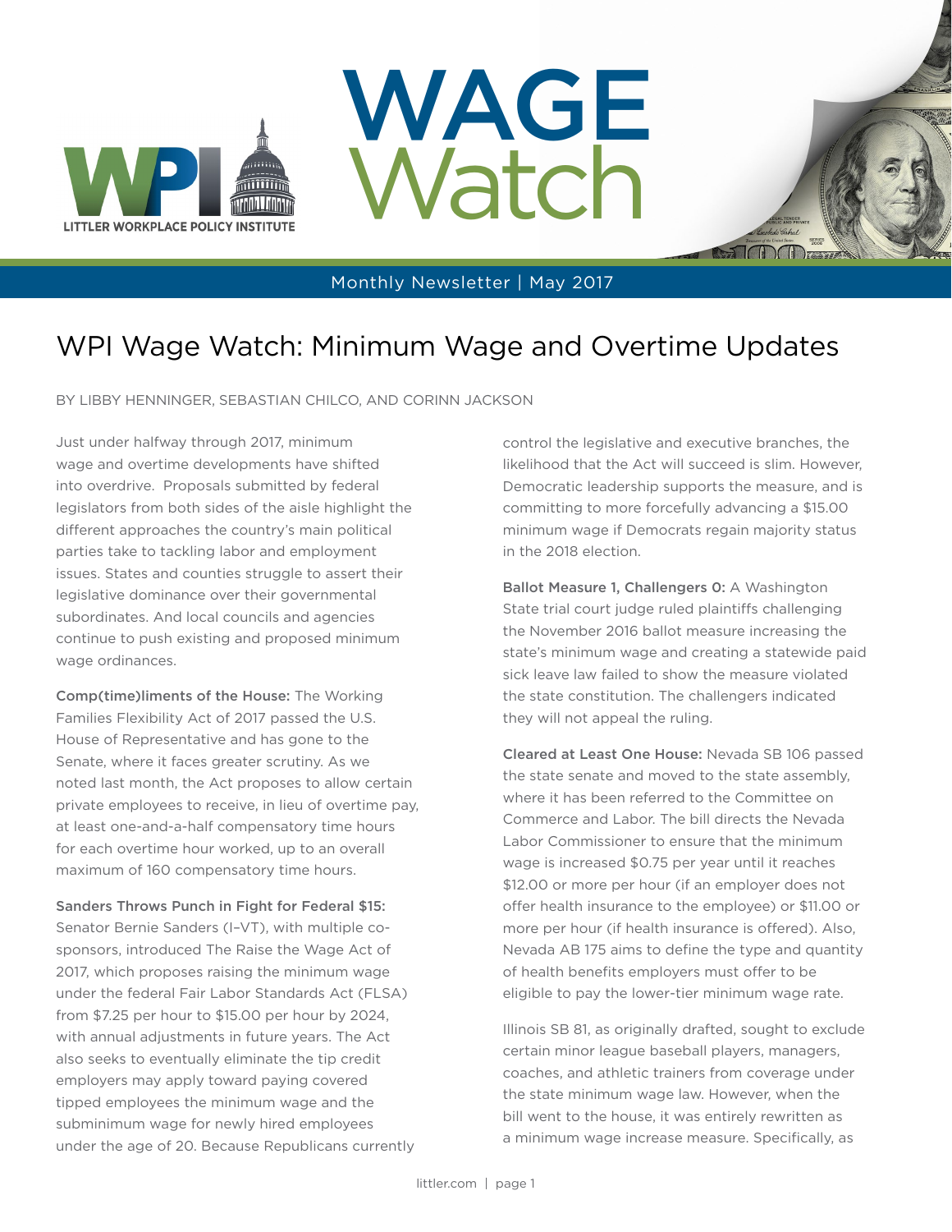# WAGE Watch

LITTLER WORKPLACE POLICY INSTITUTE

Monthly Newsletter | May 2017

## WPI Wage Watch: Minimum Wage and Overtime Updates

BY LIBBY HENNINGER, SEBASTIAN CHILCO, AND CORINN JACKSON

Just under halfway through 2017, minimum wage and overtime developments have shifted into overdrive. Proposals submitted by federal legislators from both sides of the aisle highlight the different approaches the country's main political parties take to tackling labor and employment issues. States and counties struggle to assert their legislative dominance over their governmental subordinates. And local councils and agencies continue to push existing and proposed minimum wage ordinances.

**Comp(time)liments of the House:** The Working Families Flexibility Act of 2017 passed the U.S. House of Representative and has gone to the Senate, where it faces greater scrutiny. As we noted last month, the Act proposes to allow certain private employees to receive, in lieu of overtime pay, at least one-and-a-half compensatory time hours for each overtime hour worked, up to an overall maximum of 160 compensatory time hours.

**Sanders Throws Punch in Fight for Federal $15:** Senator Bernie Sanders (I–VT), with multiple co-sponsors, introduced The Raise the Wage Act of 2017, which proposes raising the minimum wage under the federal Fair Labor Standards Act (FLSA) from $7.25 per hour to $15.00 per hour by 2024, with annual adjustments in future years. The Act also seeks to eventually eliminate the tip credit employers may apply toward paying covered tipped employees the minimum wage and the subminimum wage for newly hired employees under the age of 20. Because Republicans currently control the legislative and executive branches, the likelihood that the Act will succeed is slim. However, Democratic leadership supports the measure, and is committing to more forcefully advancing a $15.00 minimum wage if Democrats regain majority status in the 2018 election.

**Ballot Measure 1, Challengers 0:** A Washington State trial court judge ruled plaintiffs challenging the November 2016 ballot measure increasing the state's minimum wage and creating a statewide paid sick leave law failed to show the measure violated the state constitution. The challengers indicated they will not appeal the ruling.

**Cleared at Least One House:** Nevada SB 106 passed the state senate and moved to the state assembly, where it has been referred to the Committee on Commerce and Labor. The bill directs the Nevada Labor Commissioner to ensure that the minimum wage is increased $0.75 per year until it reaches $12.00 or more per hour (if an employer does not offer health insurance to the employee) or $11.00 or more per hour (if health insurance is offered). Also, Nevada AB 175 aims to define the type and quantity of health benefits employers must offer to be eligible to pay the lower-tier minimum wage rate.

Illinois SB 81, as originally drafted, sought to exclude certain minor league baseball players, managers, coaches, and athletic trainers from coverage under the state minimum wage law. However, when the bill went to the house, it was entirely rewritten as a minimum wage increase measure. Specifically, as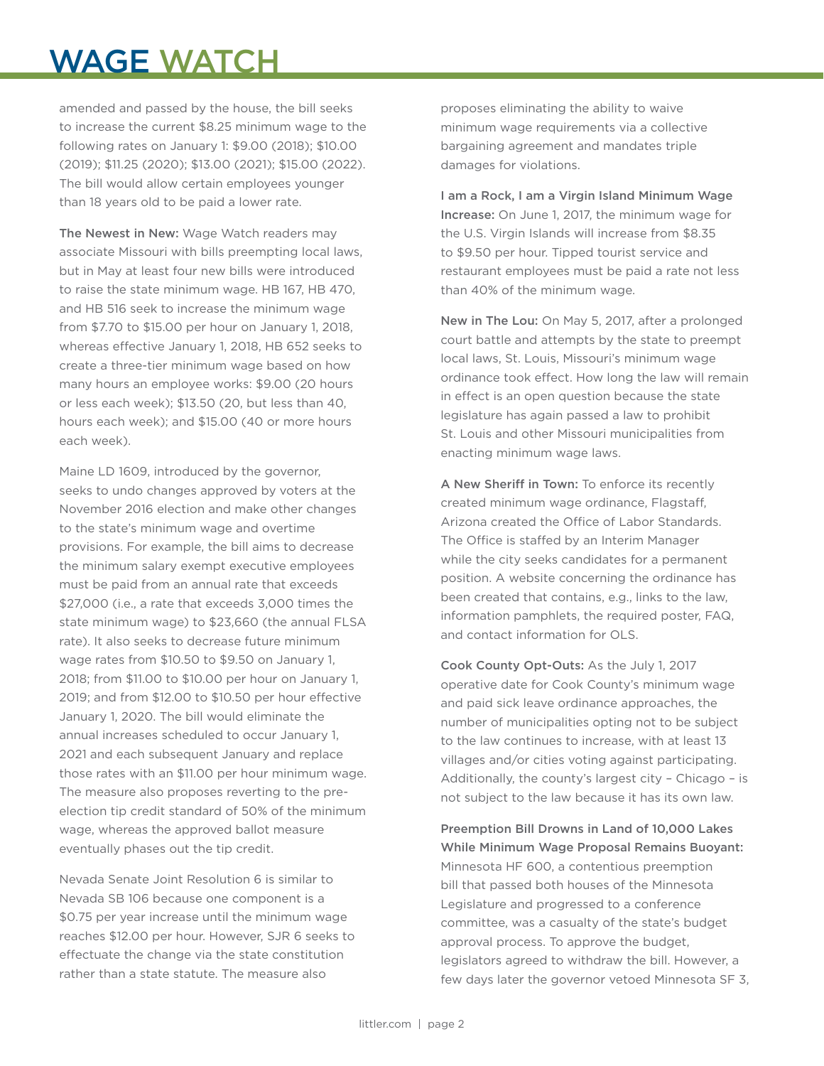amended and passed by the house, the bill seeks to increase the current $8.25 minimum wage to the following rates on January 1: $9.00 (2018); $10.00 (2019); $11.25 (2020); $13.00 (2021); $15.00 (2022). The bill would allow certain employees younger than 18 years old to be paid a lower rate.

**The Newest in New:** Wage Watch readers may associate Missouri with bills preempting local laws, but in May at least four new bills were introduced to raise the state minimum wage. HB 167, HB 470, and HB 516 seek to increase the minimum wage from $7.70 to $15.00 per hour on January 1, 2018, whereas effective January 1, 2018, HB 652 seeks to create a three-tier minimum wage based on how many hours an employee works: $9.00 (20 hours or less each week); $13.50 (20, but less than 40, hours each week); and $15.00 (40 or more hours each week).

Maine LD 1609, introduced by the governor, seeks to undo changes approved by voters at the November 2016 election and make other changes to the state's minimum wage and overtime provisions. For example, the bill aims to decrease the minimum salary exempt executive employees must be paid from an annual rate that exceeds $27,000 (i.e., a rate that exceeds 3,000 times the state minimum wage) to $23,660 (the annual FLSA rate). It also seeks to decrease future minimum wage rates from $10.50 to $9.50 on January 1, 2018; from $11.00 to $10.00 per hour on January 1, 2019; and from $12.00 to $10.50 per hour effective January 1, 2020. The bill would eliminate the annual increases scheduled to occur January 1, 2021 and each subsequent January and replace those rates with an $11.00 per hour minimum wage. The measure also proposes reverting to the pre-election tip credit standard of 50% of the minimum wage, whereas the approved ballot measure eventually phases out the tip credit.

Nevada Senate Joint Resolution 6 is similar to Nevada SB 106 because one component is a $0.75 per year increase until the minimum wage reaches $12.00 per hour. However, SJR 6 seeks to effectuate the change via the state constitution rather than a state statute. The measure also proposes eliminating the ability to waive minimum wage requirements via a collective bargaining agreement and mandates triple damages for violations.

**I am a Rock, I am a Virgin Island Minimum Wage Increase:** On June 1, 2017, the minimum wage for the U.S. Virgin Islands will increase from $8.35 to $9.50 per hour. Tipped tourist service and restaurant employees must be paid a rate not less than 40% of the minimum wage.

**New in The Lou:** On May 5, 2017, after a prolonged court battle and attempts by the state to preempt local laws, St. Louis, Missouri's minimum wage ordinance took effect. How long the law will remain in effect is an open question because the state legislature has again passed a law to prohibit St. Louis and other Missouri municipalities from enacting minimum wage laws.

**A New Sheriff in Town:** To enforce its recently created minimum wage ordinance, Flagstaff, Arizona created the Office of Labor Standards. The Office is staffed by an Interim Manager while the city seeks candidates for a permanent position. A website concerning the ordinance has been created that contains, e.g., links to the law, information pamphlets, the required poster, FAQ, and contact information for OLS.

**Cook County Opt-Outs:** As the July 1, 2017 operative date for Cook County's minimum wage and paid sick leave ordinance approaches, the number of municipalities opting not to be subject to the law continues to increase, with at least 13 villages and/or cities voting against participating. Additionally, the county's largest city – Chicago – is not subject to the law because it has its own law.

**Preemption Bill Drowns in Land of 10,000 Lakes While Minimum Wage Proposal Remains Buoyant:** Minnesota HF 600, a contentious preemption bill that passed both houses of the Minnesota Legislature and progressed to a conference committee, was a casualty of the state's budget approval process. To approve the budget, legislators agreed to withdraw the bill. However, a few days later the governor vetoed Minnesota SF 3,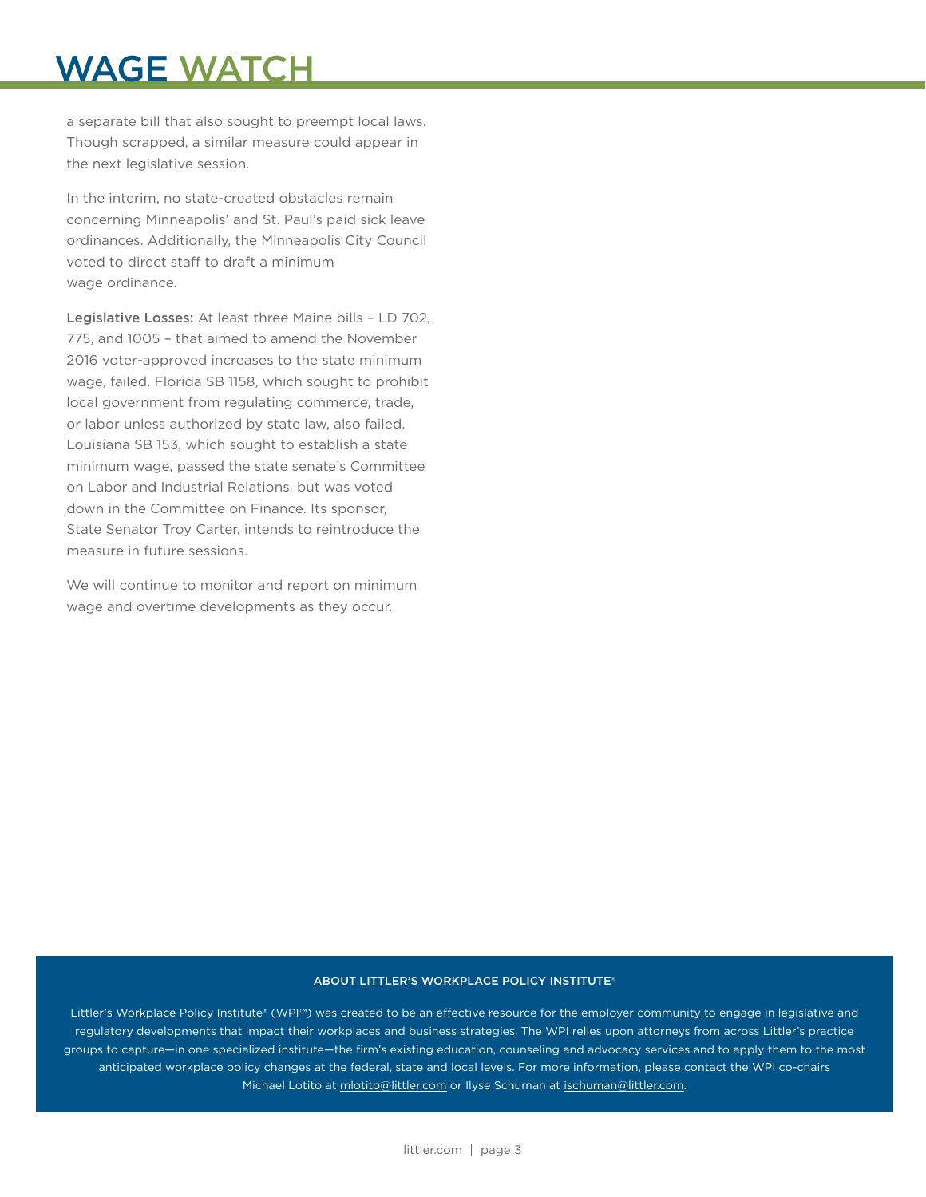a separate bill that also sought to preempt local laws. Though scrapped, a similar measure could appear in the next legislative session.

In the interim, no state-created obstacles remain concerning Minneapolis' and St. Paul's paid sick leave ordinances. Additionally, the Minneapolis City Council voted to direct staff to draft a minimum wage ordinance.

**Legislative Losses:** At least three Maine bills – LD 702, 775, and 1005 – that aimed to amend the November 2016 voter-approved increases to the state minimum wage, failed. Florida SB 1158, which sought to prohibit local government from regulating commerce, trade, or labor unless authorized by state law, also failed. Louisiana SB 153, which sought to establish a state minimum wage, passed the state senate's Committee on Labor and Industrial Relations, but was voted down in the Committee on Finance. Its sponsor, State Senator Troy Carter, intends to reintroduce the measure in future sessions.

We will continue to monitor and report on minimum wage and overtime developments as they occur.

**ABOUT LITTLER'S WORKPLACE POLICY INSTITUTE®**

Littler's Workplace Policy Institute® (WPI™) was created to be an effective resource for the employer community to engage in legislative and regulatory developments that impact their workplaces and business strategies. The WPI relies upon attorneys from across Littler's practice groups to capture—in one specialized institute—the firm's existing education, counseling and advocacy services and to apply them to the most anticipated workplace policy changes at the federal, state and local levels. For more information, please contact the WPI co-chairs Michael Lotito at mlotito@littler.com or Ilyse Schuman at ischuman@littler.com.